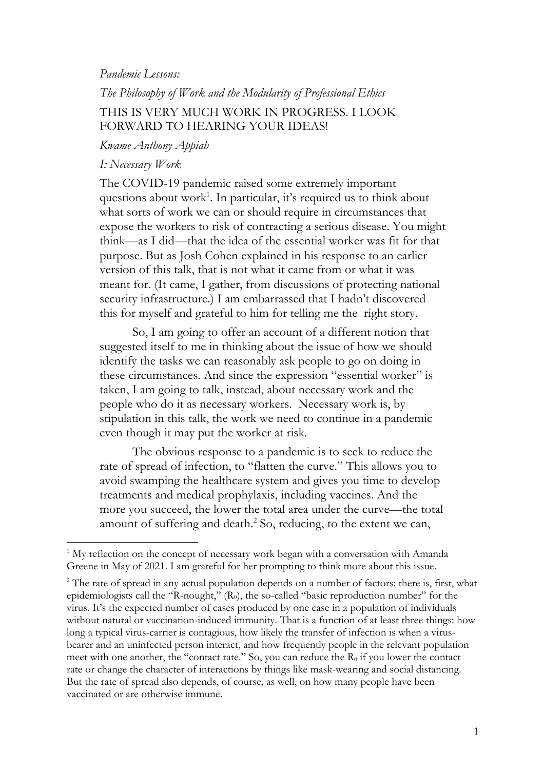*Pandemic Lessons:*

*The Philosophy of Work and the Modularity of Professional Ethics*

THIS IS VERY MUCH WORK IN PROGRESS. I LOOK FORWARD TO HEARING YOUR IDEAS!

*Kwame Anthony Appiah*

## *I: Necessary Work*

The COVID-19 pandemic raised some extremely important questions about work[1]. In particular, it's required us to think about what sorts of work we can or should require in circumstances that expose the workers to risk of contracting a serious disease. You might think—as I did—that the idea of the essential worker was fit for that purpose. But as Josh Cohen explained in his response to an earlier version of this talk, that is not what it came from or what it was meant for. (It came, I gather, from discussions of protecting national security infrastructure.) I am embarrassed that I hadn't discovered this for myself and grateful to him for telling me the right story.

So, I am going to offer an account of a different notion that suggested itself to me in thinking about the issue of how we should identify the tasks we can reasonably ask people to go on doing in these circumstances. And since the expression "essential worker" is taken, I am going to talk, instead, about necessary work and the people who do it as necessary workers. Necessary work is, by stipulation in this talk, the work we need to continue in a pandemic even though it may put the worker at risk.

The obvious response to a pandemic is to seek to reduce the rate of spread of infection, to "flatten the curve." This allows you to avoid swamping the healthcare system and gives you time to develop treatments and medical prophylaxis, including vaccines. And the more you succeed, the lower the total area under the curve—the total amount of suffering and death.[2] So, reducing, to the extent we can,

---

[1] My reflection on the concept of necessary work began with a conversation with Amanda Greene in May of 2021. I am grateful for her prompting to think more about this issue.

[2] The rate of spread in any actual population depends on a number of factors: there is, first, what epidemiologists call the "R-nought," ($R_0$), the so-called "basic reproduction number" for the virus. It's the expected number of cases produced by one case in a population of individuals without natural or vaccination-induced immunity. That is a function of at least three things: how long a typical virus-carrier is contagious, how likely the transfer of infection is when a virus-bearer and an uninfected person interact, and how frequently people in the relevant population meet with one another, the "contact rate." So, you can reduce the $R_0$ if you lower the contact rate or change the character of interactions by things like mask-wearing and social distancing. But the rate of spread also depends, of course, as well, on how many people have been vaccinated or are otherwise immune.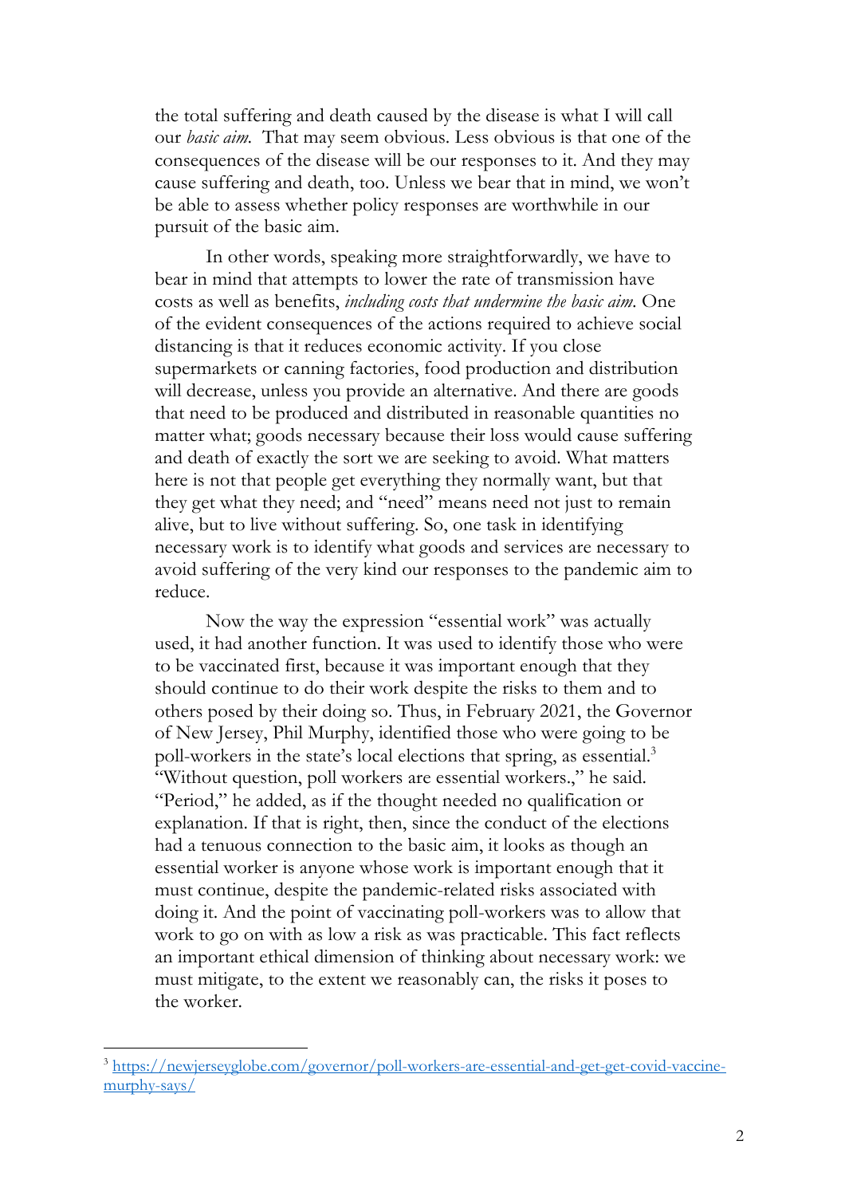the total suffering and death caused by the disease is what I will call our *basic aim*. That may seem obvious. Less obvious is that one of the consequences of the disease will be our responses to it. And they may cause suffering and death, too. Unless we bear that in mind, we won't be able to assess whether policy responses are worthwhile in our pursuit of the basic aim.

In other words, speaking more straightforwardly, we have to bear in mind that attempts to lower the rate of transmission have costs as well as benefits, *including costs that undermine the basic aim.* One of the evident consequences of the actions required to achieve social distancing is that it reduces economic activity. If you close supermarkets or canning factories, food production and distribution will decrease, unless you provide an alternative. And there are goods that need to be produced and distributed in reasonable quantities no matter what; goods necessary because their loss would cause suffering and death of exactly the sort we are seeking to avoid. What matters here is not that people get everything they normally want, but that they get what they need; and "need" means need not just to remain alive, but to live without suffering. So, one task in identifying necessary work is to identify what goods and services are necessary to avoid suffering of the very kind our responses to the pandemic aim to reduce.

Now the way the expression "essential work" was actually used, it had another function. It was used to identify those who were to be vaccinated first, because it was important enough that they should continue to do their work despite the risks to them and to others posed by their doing so. Thus, in February 2021, the Governor of New Jersey, Phil Murphy, identified those who were going to be poll-workers in the state's local elections that spring, as essential.[3] "Without question, poll workers are essential workers.," he said. "Period," he added, as if the thought needed no qualification or explanation. If that is right, then, since the conduct of the elections had a tenuous connection to the basic aim, it looks as though an essential worker is anyone whose work is important enough that it must continue, despite the pandemic-related risks associated with doing it. And the point of vaccinating poll-workers was to allow that work to go on with as low a risk as was practicable. This fact reflects an important ethical dimension of thinking about necessary work: we must mitigate, to the extent we reasonably can, the risks it poses to the worker.

[3] https://newjerseyglobe.com/governor/poll-workers-are-essential-and-get-get-covid-vaccine-murphy-says/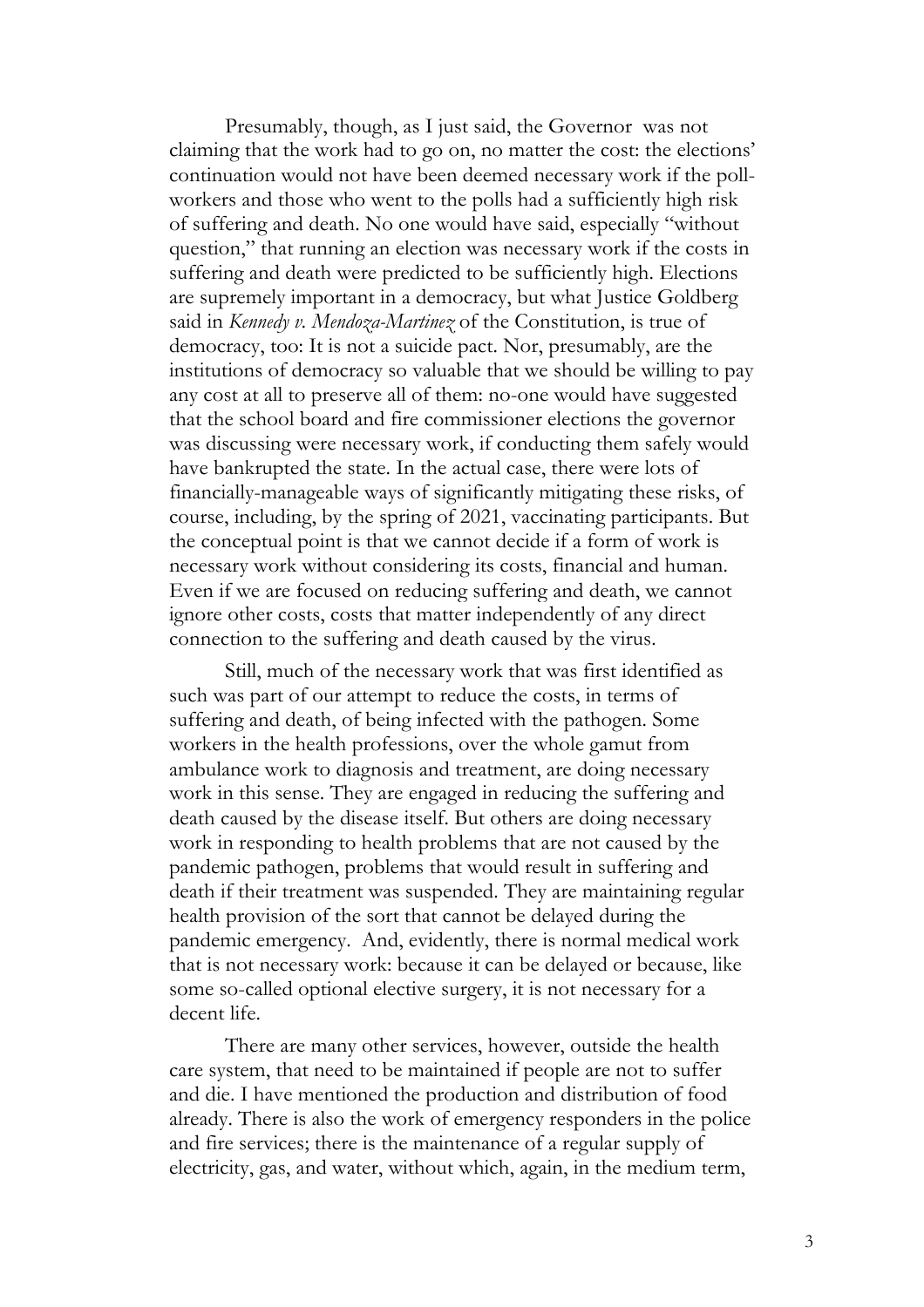Presumably, though, as I just said, the Governor was not claiming that the work had to go on, no matter the cost: the elections' continuation would not have been deemed necessary work if the poll-workers and those who went to the polls had a sufficiently high risk of suffering and death. No one would have said, especially "without question," that running an election was necessary work if the costs in suffering and death were predicted to be sufficiently high. Elections are supremely important in a democracy, but what Justice Goldberg said in *Kennedy v. Mendoza-Martinez* of the Constitution, is true of democracy, too: It is not a suicide pact. Nor, presumably, are the institutions of democracy so valuable that we should be willing to pay any cost at all to preserve all of them: no-one would have suggested that the school board and fire commissioner elections the governor was discussing were necessary work, if conducting them safely would have bankrupted the state. In the actual case, there were lots of financially-manageable ways of significantly mitigating these risks, of course, including, by the spring of 2021, vaccinating participants. But the conceptual point is that we cannot decide if a form of work is necessary work without considering its costs, financial and human. Even if we are focused on reducing suffering and death, we cannot ignore other costs, costs that matter independently of any direct connection to the suffering and death caused by the virus.

Still, much of the necessary work that was first identified as such was part of our attempt to reduce the costs, in terms of suffering and death, of being infected with the pathogen. Some workers in the health professions, over the whole gamut from ambulance work to diagnosis and treatment, are doing necessary work in this sense. They are engaged in reducing the suffering and death caused by the disease itself. But others are doing necessary work in responding to health problems that are not caused by the pandemic pathogen, problems that would result in suffering and death if their treatment was suspended. They are maintaining regular health provision of the sort that cannot be delayed during the pandemic emergency. And, evidently, there is normal medical work that is not necessary work: because it can be delayed or because, like some so-called optional elective surgery, it is not necessary for a decent life.

There are many other services, however, outside the health care system, that need to be maintained if people are not to suffer and die. I have mentioned the production and distribution of food already. There is also the work of emergency responders in the police and fire services; there is the maintenance of a regular supply of electricity, gas, and water, without which, again, in the medium term,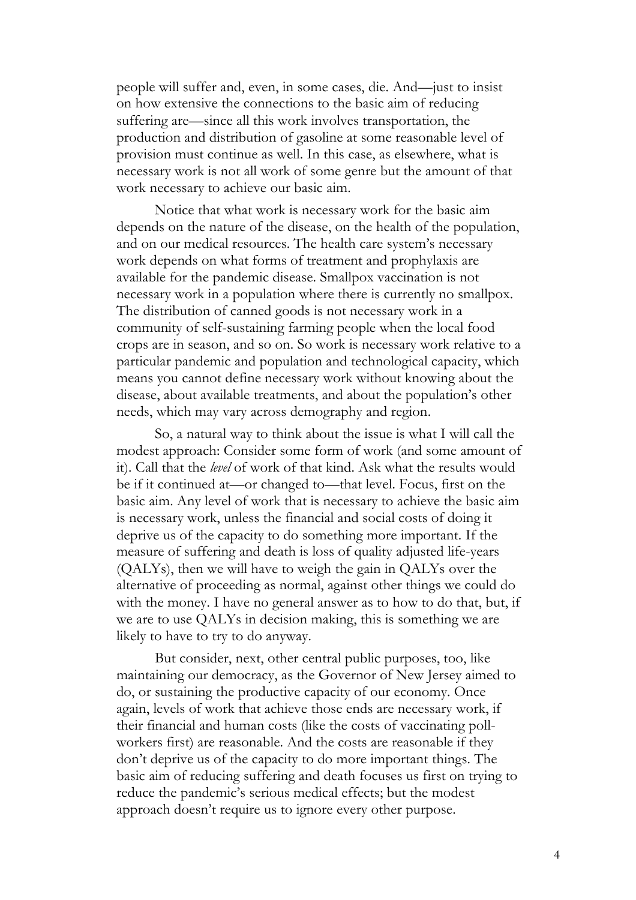people will suffer and, even, in some cases, die. And—just to insist on how extensive the connections to the basic aim of reducing suffering are—since all this work involves transportation, the production and distribution of gasoline at some reasonable level of provision must continue as well. In this case, as elsewhere, what is necessary work is not all work of some genre but the amount of that work necessary to achieve our basic aim.

Notice that what work is necessary work for the basic aim depends on the nature of the disease, on the health of the population, and on our medical resources. The health care system's necessary work depends on what forms of treatment and prophylaxis are available for the pandemic disease. Smallpox vaccination is not necessary work in a population where there is currently no smallpox. The distribution of canned goods is not necessary work in a community of self-sustaining farming people when the local food crops are in season, and so on. So work is necessary work relative to a particular pandemic and population and technological capacity, which means you cannot define necessary work without knowing about the disease, about available treatments, and about the population's other needs, which may vary across demography and region.

So, a natural way to think about the issue is what I will call the modest approach: Consider some form of work (and some amount of it). Call that the *level* of work of that kind. Ask what the results would be if it continued at—or changed to—that level. Focus, first on the basic aim. Any level of work that is necessary to achieve the basic aim is necessary work, unless the financial and social costs of doing it deprive us of the capacity to do something more important. If the measure of suffering and death is loss of quality adjusted life-years (QALYs), then we will have to weigh the gain in QALYs over the alternative of proceeding as normal, against other things we could do with the money. I have no general answer as to how to do that, but, if we are to use QALYs in decision making, this is something we are likely to have to try to do anyway.

But consider, next, other central public purposes, too, like maintaining our democracy, as the Governor of New Jersey aimed to do, or sustaining the productive capacity of our economy. Once again, levels of work that achieve those ends are necessary work, if their financial and human costs (like the costs of vaccinating poll-workers first) are reasonable. And the costs are reasonable if they don't deprive us of the capacity to do more important things. The basic aim of reducing suffering and death focuses us first on trying to reduce the pandemic's serious medical effects; but the modest approach doesn't require us to ignore every other purpose.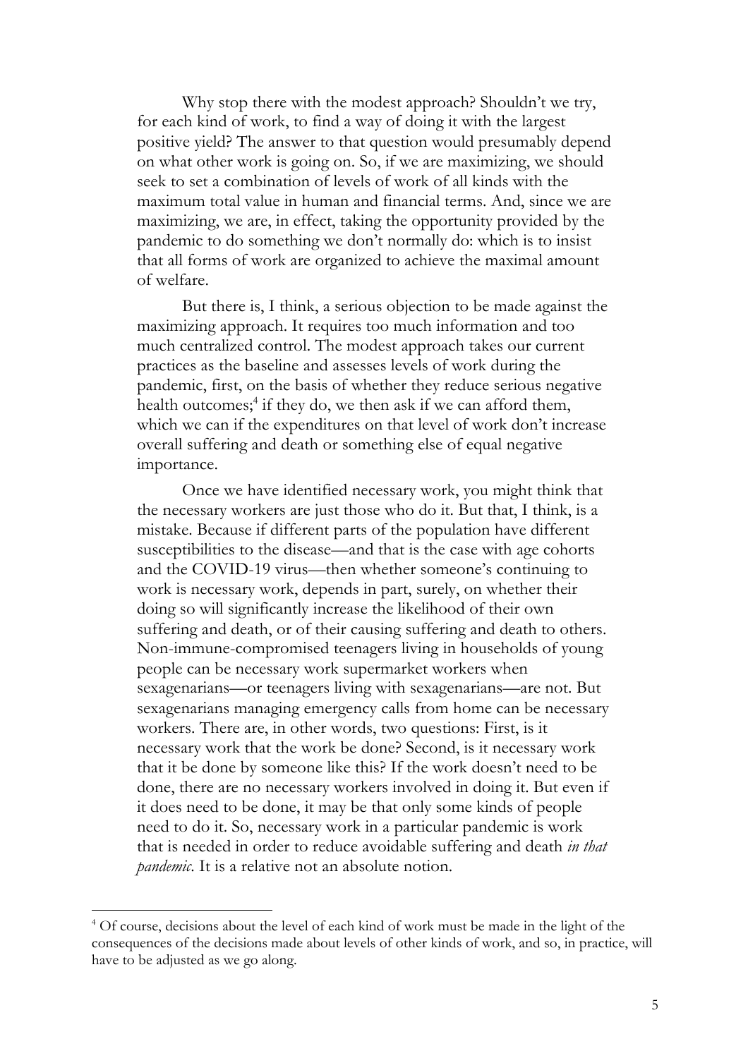Why stop there with the modest approach? Shouldn't we try, for each kind of work, to find a way of doing it with the largest positive yield? The answer to that question would presumably depend on what other work is going on. So, if we are maximizing, we should seek to set a combination of levels of work of all kinds with the maximum total value in human and financial terms. And, since we are maximizing, we are, in effect, taking the opportunity provided by the pandemic to do something we don't normally do: which is to insist that all forms of work are organized to achieve the maximal amount of welfare.

But there is, I think, a serious objection to be made against the maximizing approach. It requires too much information and too much centralized control. The modest approach takes our current practices as the baseline and assesses levels of work during the pandemic, first, on the basis of whether they reduce serious negative health outcomes;[4] if they do, we then ask if we can afford them, which we can if the expenditures on that level of work don't increase overall suffering and death or something else of equal negative importance.

Once we have identified necessary work, you might think that the necessary workers are just those who do it. But that, I think, is a mistake. Because if different parts of the population have different susceptibilities to the disease—and that is the case with age cohorts and the COVID-19 virus—then whether someone's continuing to work is necessary work, depends in part, surely, on whether their doing so will significantly increase the likelihood of their own suffering and death, or of their causing suffering and death to others. Non-immune-compromised teenagers living in households of young people can be necessary work supermarket workers when sexagenarians—or teenagers living with sexagenarians—are not. But sexagenarians managing emergency calls from home can be necessary workers. There are, in other words, two questions: First, is it necessary work that the work be done? Second, is it necessary work that it be done by someone like this? If the work doesn't need to be done, there are no necessary workers involved in doing it. But even if it does need to be done, it may be that only some kinds of people need to do it. So, necessary work in a particular pandemic is work that is needed in order to reduce avoidable suffering and death *in that pandemic*. It is a relative not an absolute notion.

---

[4] Of course, decisions about the level of each kind of work must be made in the light of the consequences of the decisions made about levels of other kinds of work, and so, in practice, will have to be adjusted as we go along.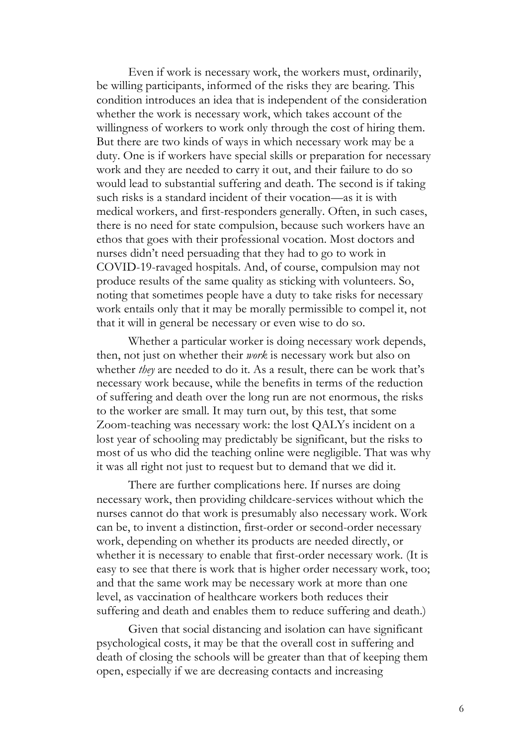Even if work is necessary work, the workers must, ordinarily, be willing participants, informed of the risks they are bearing. This condition introduces an idea that is independent of the consideration whether the work is necessary work, which takes account of the willingness of workers to work only through the cost of hiring them. But there are two kinds of ways in which necessary work may be a duty. One is if workers have special skills or preparation for necessary work and they are needed to carry it out, and their failure to do so would lead to substantial suffering and death. The second is if taking such risks is a standard incident of their vocation—as it is with medical workers, and first-responders generally. Often, in such cases, there is no need for state compulsion, because such workers have an ethos that goes with their professional vocation. Most doctors and nurses didn't need persuading that they had to go to work in COVID-19-ravaged hospitals. And, of course, compulsion may not produce results of the same quality as sticking with volunteers. So, noting that sometimes people have a duty to take risks for necessary work entails only that it may be morally permissible to compel it, not that it will in general be necessary or even wise to do so.

Whether a particular worker is doing necessary work depends, then, not just on whether their *work* is necessary work but also on whether *they* are needed to do it. As a result, there can be work that's necessary work because, while the benefits in terms of the reduction of suffering and death over the long run are not enormous, the risks to the worker are small. It may turn out, by this test, that some Zoom-teaching was necessary work: the lost QALYs incident on a lost year of schooling may predictably be significant, but the risks to most of us who did the teaching online were negligible. That was why it was all right not just to request but to demand that we did it.

There are further complications here. If nurses are doing necessary work, then providing childcare-services without which the nurses cannot do that work is presumably also necessary work. Work can be, to invent a distinction, first-order or second-order necessary work, depending on whether its products are needed directly, or whether it is necessary to enable that first-order necessary work. (It is easy to see that there is work that is higher order necessary work, too; and that the same work may be necessary work at more than one level, as vaccination of healthcare workers both reduces their suffering and death and enables them to reduce suffering and death.)

Given that social distancing and isolation can have significant psychological costs, it may be that the overall cost in suffering and death of closing the schools will be greater than that of keeping them open, especially if we are decreasing contacts and increasing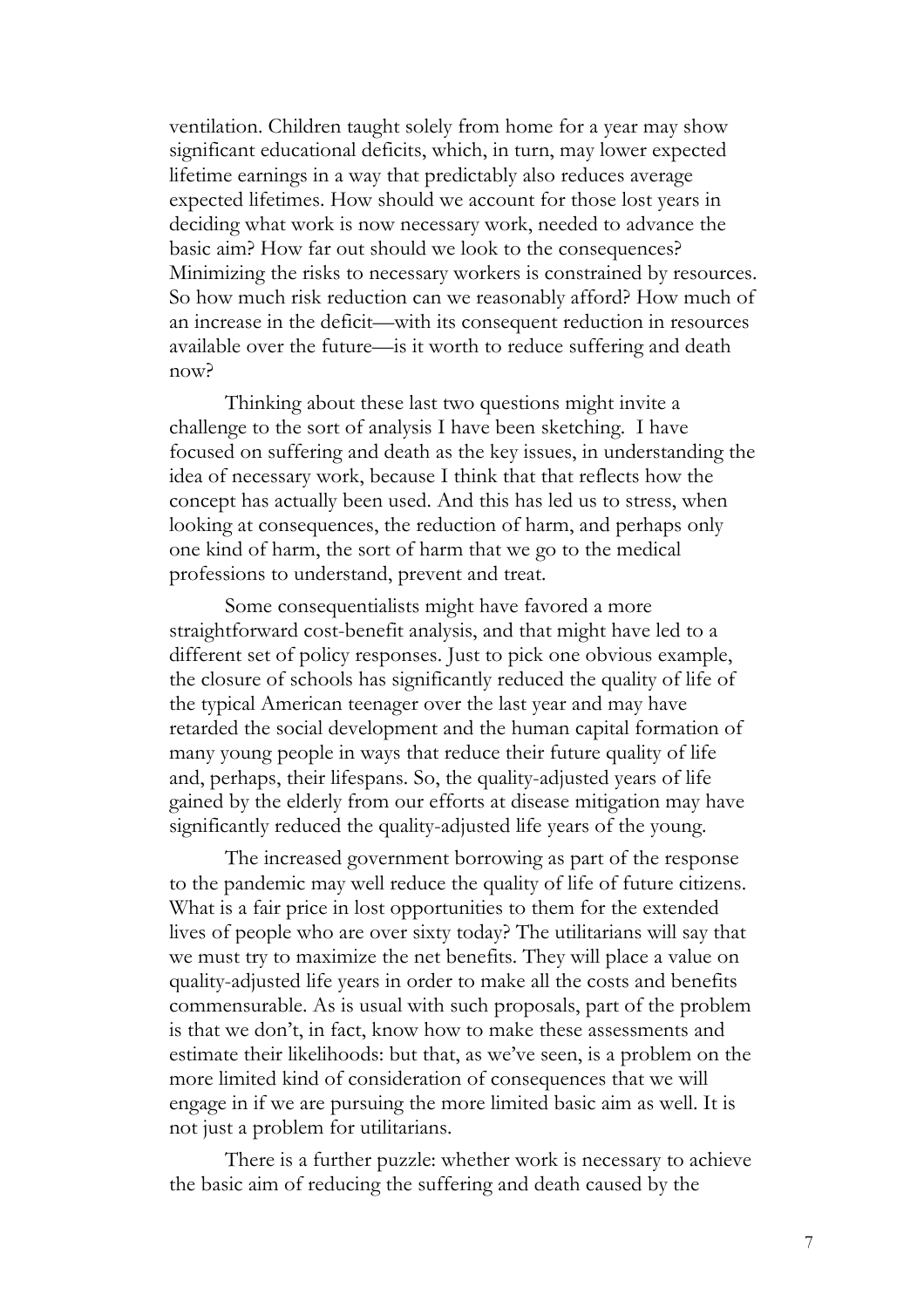ventilation. Children taught solely from home for a year may show significant educational deficits, which, in turn, may lower expected lifetime earnings in a way that predictably also reduces average expected lifetimes. How should we account for those lost years in deciding what work is now necessary work, needed to advance the basic aim? How far out should we look to the consequences? Minimizing the risks to necessary workers is constrained by resources. So how much risk reduction can we reasonably afford? How much of an increase in the deficit—with its consequent reduction in resources available over the future—is it worth to reduce suffering and death now?

Thinking about these last two questions might invite a challenge to the sort of analysis I have been sketching. I have focused on suffering and death as the key issues, in understanding the idea of necessary work, because I think that that reflects how the concept has actually been used. And this has led us to stress, when looking at consequences, the reduction of harm, and perhaps only one kind of harm, the sort of harm that we go to the medical professions to understand, prevent and treat.

Some consequentialists might have favored a more straightforward cost-benefit analysis, and that might have led to a different set of policy responses. Just to pick one obvious example, the closure of schools has significantly reduced the quality of life of the typical American teenager over the last year and may have retarded the social development and the human capital formation of many young people in ways that reduce their future quality of life and, perhaps, their lifespans. So, the quality-adjusted years of life gained by the elderly from our efforts at disease mitigation may have significantly reduced the quality-adjusted life years of the young.

The increased government borrowing as part of the response to the pandemic may well reduce the quality of life of future citizens. What is a fair price in lost opportunities to them for the extended lives of people who are over sixty today? The utilitarians will say that we must try to maximize the net benefits. They will place a value on quality-adjusted life years in order to make all the costs and benefits commensurable. As is usual with such proposals, part of the problem is that we don't, in fact, know how to make these assessments and estimate their likelihoods: but that, as we've seen, is a problem on the more limited kind of consideration of consequences that we will engage in if we are pursuing the more limited basic aim as well. It is not just a problem for utilitarians.

There is a further puzzle: whether work is necessary to achieve the basic aim of reducing the suffering and death caused by the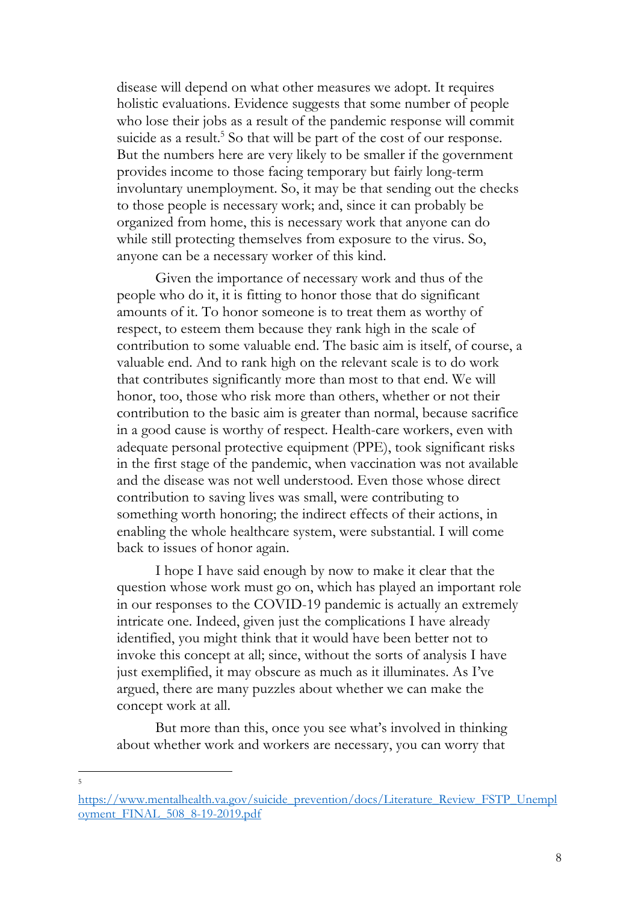disease will depend on what other measures we adopt. It requires holistic evaluations. Evidence suggests that some number of people who lose their jobs as a result of the pandemic response will commit suicide as a result.[5] So that will be part of the cost of our response. But the numbers here are very likely to be smaller if the government provides income to those facing temporary but fairly long-term involuntary unemployment. So, it may be that sending out the checks to those people is necessary work; and, since it can probably be organized from home, this is necessary work that anyone can do while still protecting themselves from exposure to the virus. So, anyone can be a necessary worker of this kind.

Given the importance of necessary work and thus of the people who do it, it is fitting to honor those that do significant amounts of it. To honor someone is to treat them as worthy of respect, to esteem them because they rank high in the scale of contribution to some valuable end. The basic aim is itself, of course, a valuable end. And to rank high on the relevant scale is to do work that contributes significantly more than most to that end. We will honor, too, those who risk more than others, whether or not their contribution to the basic aim is greater than normal, because sacrifice in a good cause is worthy of respect. Health-care workers, even with adequate personal protective equipment (PPE), took significant risks in the first stage of the pandemic, when vaccination was not available and the disease was not well understood. Even those whose direct contribution to saving lives was small, were contributing to something worth honoring; the indirect effects of their actions, in enabling the whole healthcare system, were substantial. I will come back to issues of honor again.

I hope I have said enough by now to make it clear that the question whose work must go on, which has played an important role in our responses to the COVID-19 pandemic is actually an extremely intricate one. Indeed, given just the complications I have already identified, you might think that it would have been better not to invoke this concept at all; since, without the sorts of analysis I have just exemplified, it may obscure as much as it illuminates. As I've argued, there are many puzzles about whether we can make the concept work at all.

But more than this, once you see what's involved in thinking about whether work and workers are necessary, you can worry that

---

[5] https://www.mentalhealth.va.gov/suicide_prevention/docs/Literature_Review_FSTP_Unemployment_FINAL_508_8-19-2019.pdf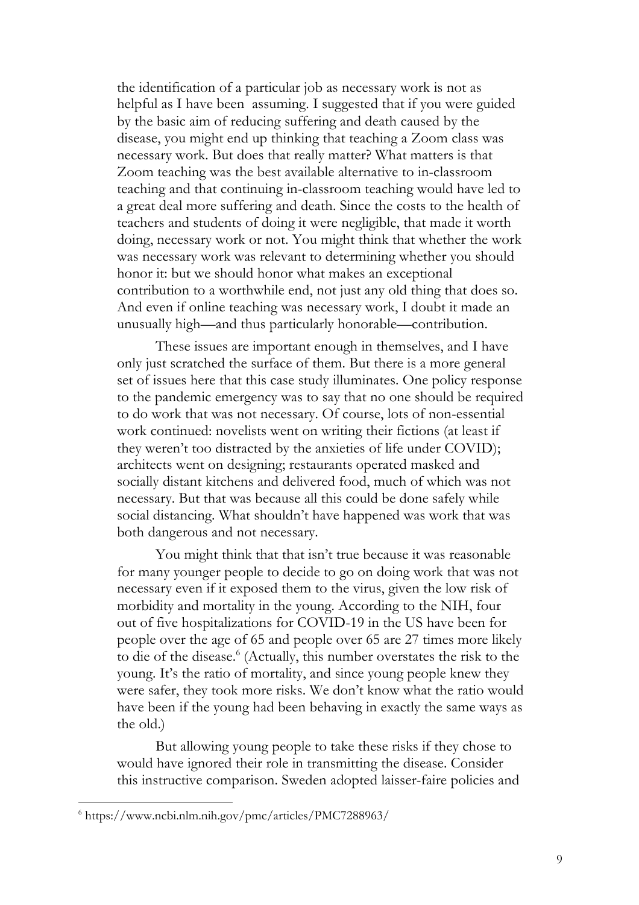the identification of a particular job as necessary work is not as helpful as I have been assuming. I suggested that if you were guided by the basic aim of reducing suffering and death caused by the disease, you might end up thinking that teaching a Zoom class was necessary work. But does that really matter? What matters is that Zoom teaching was the best available alternative to in-classroom teaching and that continuing in-classroom teaching would have led to a great deal more suffering and death. Since the costs to the health of teachers and students of doing it were negligible, that made it worth doing, necessary work or not. You might think that whether the work was necessary work was relevant to determining whether you should honor it: but we should honor what makes an exceptional contribution to a worthwhile end, not just any old thing that does so. And even if online teaching was necessary work, I doubt it made an unusually high—and thus particularly honorable—contribution.

These issues are important enough in themselves, and I have only just scratched the surface of them. But there is a more general set of issues here that this case study illuminates. One policy response to the pandemic emergency was to say that no one should be required to do work that was not necessary. Of course, lots of non-essential work continued: novelists went on writing their fictions (at least if they weren't too distracted by the anxieties of life under COVID); architects went on designing; restaurants operated masked and socially distant kitchens and delivered food, much of which was not necessary. But that was because all this could be done safely while social distancing. What shouldn't have happened was work that was both dangerous and not necessary.

You might think that that isn't true because it was reasonable for many younger people to decide to go on doing work that was not necessary even if it exposed them to the virus, given the low risk of morbidity and mortality in the young. According to the NIH, four out of five hospitalizations for COVID-19 in the US have been for people over the age of 65 and people over 65 are 27 times more likely to die of the disease.[6] (Actually, this number overstates the risk to the young. It's the ratio of mortality, and since young people knew they were safer, they took more risks. We don't know what the ratio would have been if the young had been behaving in exactly the same ways as the old.)

But allowing young people to take these risks if they chose to would have ignored their role in transmitting the disease. Consider this instructive comparison. Sweden adopted laisser-faire policies and

---

[6] https://www.ncbi.nlm.nih.gov/pmc/articles/PMC7288963/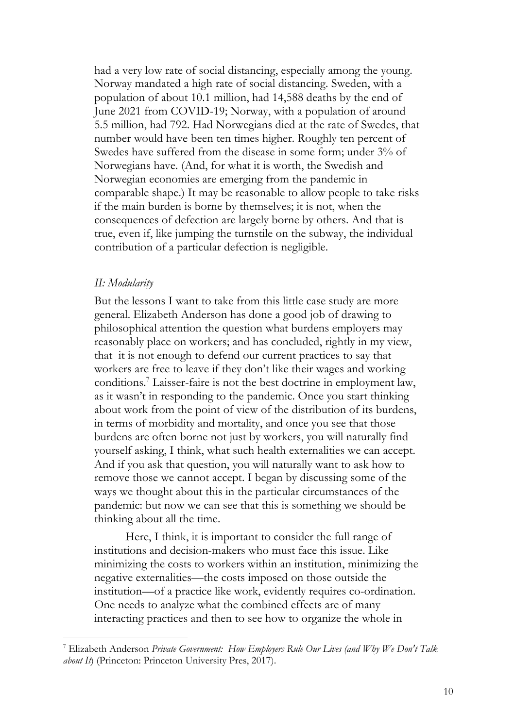had a very low rate of social distancing, especially among the young. Norway mandated a high rate of social distancing. Sweden, with a population of about 10.1 million, had 14,588 deaths by the end of June 2021 from COVID-19; Norway, with a population of around 5.5 million, had 792. Had Norwegians died at the rate of Swedes, that number would have been ten times higher. Roughly ten percent of Swedes have suffered from the disease in some form; under 3% of Norwegians have. (And, for what it is worth, the Swedish and Norwegian economies are emerging from the pandemic in comparable shape.) It may be reasonable to allow people to take risks if the main burden is borne by themselves; it is not, when the consequences of defection are largely borne by others. And that is true, even if, like jumping the turnstile on the subway, the individual contribution of a particular defection is negligible.

*II: Modularity*

But the lessons I want to take from this little case study are more general. Elizabeth Anderson has done a good job of drawing to philosophical attention the question what burdens employers may reasonably place on workers; and has concluded, rightly in my view, that it is not enough to defend our current practices to say that workers are free to leave if they don't like their wages and working conditions.[7] Laisser-faire is not the best doctrine in employment law, as it wasn't in responding to the pandemic. Once you start thinking about work from the point of view of the distribution of its burdens, in terms of morbidity and mortality, and once you see that those burdens are often borne not just by workers, you will naturally find yourself asking, I think, what such health externalities we can accept. And if you ask that question, you will naturally want to ask how to remove those we cannot accept. I began by discussing some of the ways we thought about this in the particular circumstances of the pandemic: but now we can see that this is something we should be thinking about all the time.

Here, I think, it is important to consider the full range of institutions and decision-makers who must face this issue. Like minimizing the costs to workers within an institution, minimizing the negative externalities—the costs imposed on those outside the institution—of a practice like work, evidently requires co-ordination. One needs to analyze what the combined effects are of many interacting practices and then to see how to organize the whole in

---

[7] Elizabeth Anderson *Private Government: How Employers Rule Our Lives (and Why We Don't Talk about It)* (Princeton: Princeton University Pres, 2017).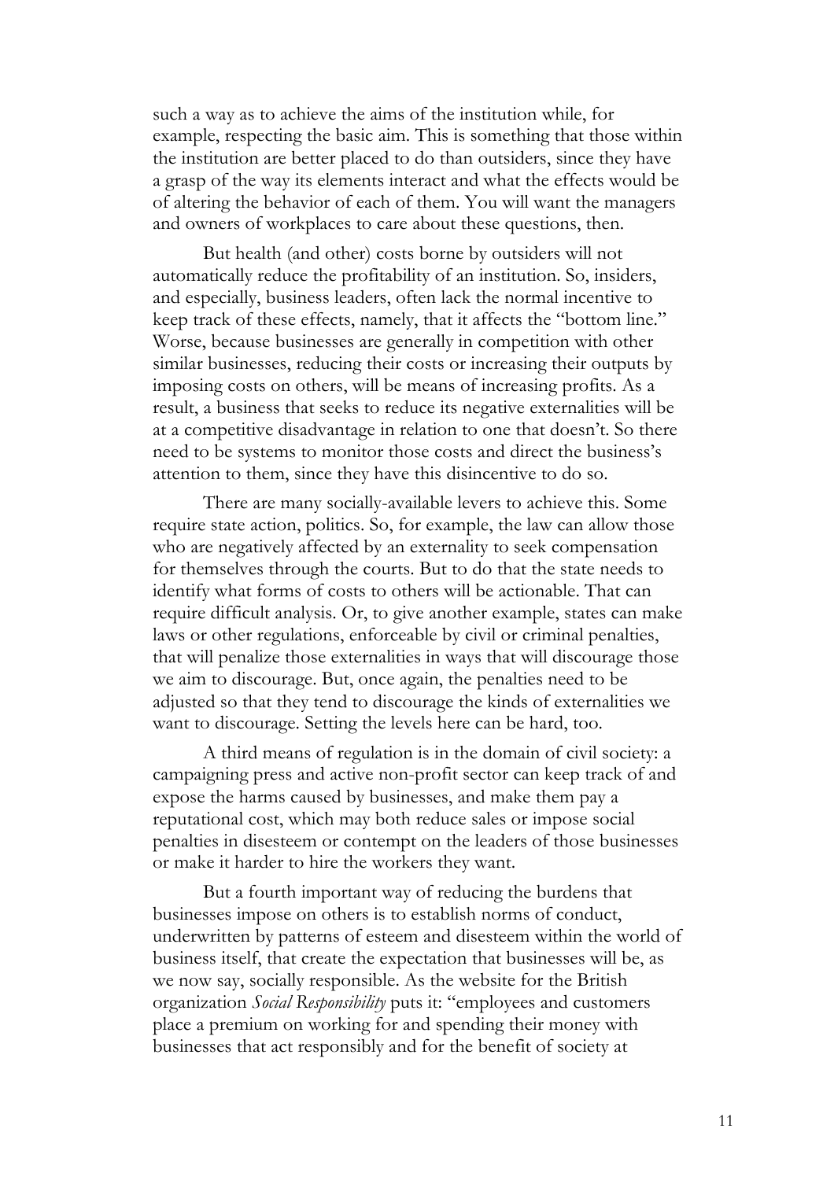such a way as to achieve the aims of the institution while, for example, respecting the basic aim. This is something that those within the institution are better placed to do than outsiders, since they have a grasp of the way its elements interact and what the effects would be of altering the behavior of each of them. You will want the managers and owners of workplaces to care about these questions, then.

But health (and other) costs borne by outsiders will not automatically reduce the profitability of an institution. So, insiders, and especially, business leaders, often lack the normal incentive to keep track of these effects, namely, that it affects the "bottom line." Worse, because businesses are generally in competition with other similar businesses, reducing their costs or increasing their outputs by imposing costs on others, will be means of increasing profits. As a result, a business that seeks to reduce its negative externalities will be at a competitive disadvantage in relation to one that doesn't. So there need to be systems to monitor those costs and direct the business's attention to them, since they have this disincentive to do so.

There are many socially-available levers to achieve this. Some require state action, politics. So, for example, the law can allow those who are negatively affected by an externality to seek compensation for themselves through the courts. But to do that the state needs to identify what forms of costs to others will be actionable. That can require difficult analysis. Or, to give another example, states can make laws or other regulations, enforceable by civil or criminal penalties, that will penalize those externalities in ways that will discourage those we aim to discourage. But, once again, the penalties need to be adjusted so that they tend to discourage the kinds of externalities we want to discourage. Setting the levels here can be hard, too.

A third means of regulation is in the domain of civil society: a campaigning press and active non-profit sector can keep track of and expose the harms caused by businesses, and make them pay a reputational cost, which may both reduce sales or impose social penalties in disesteem or contempt on the leaders of those businesses or make it harder to hire the workers they want.

But a fourth important way of reducing the burdens that businesses impose on others is to establish norms of conduct, underwritten by patterns of esteem and disesteem within the world of business itself, that create the expectation that businesses will be, as we now say, socially responsible. As the website for the British organization *Social Responsibility* puts it: "employees and customers place a premium on working for and spending their money with businesses that act responsibly and for the benefit of society at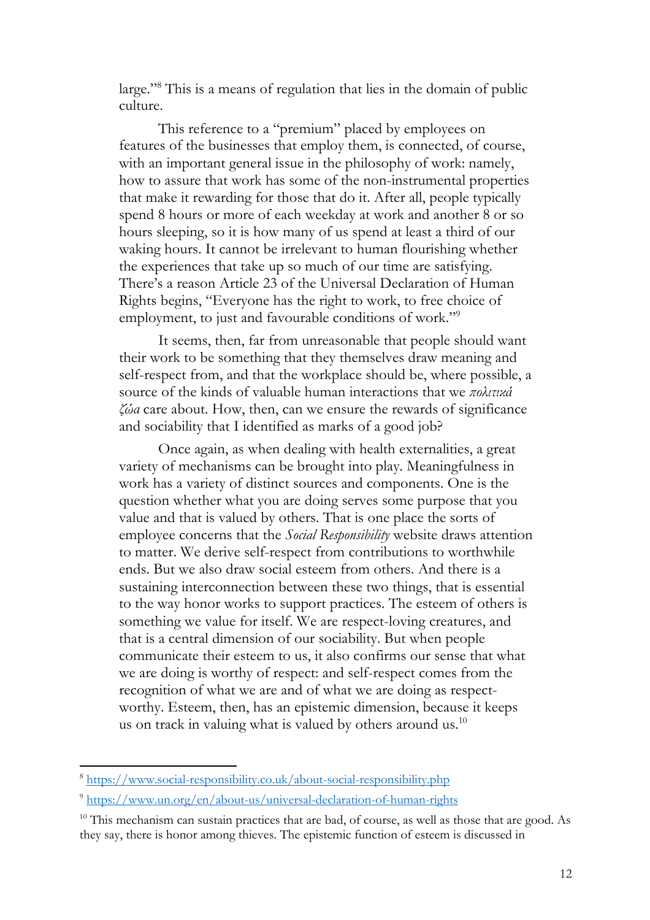large."[8] This is a means of regulation that lies in the domain of public culture.

This reference to a "premium" placed by employees on features of the businesses that employ them, is connected, of course, with an important general issue in the philosophy of work: namely, how to assure that work has some of the non-instrumental properties that make it rewarding for those that do it. After all, people typically spend 8 hours or more of each weekday at work and another 8 or so hours sleeping, so it is how many of us spend at least a third of our waking hours. It cannot be irrelevant to human flourishing whether the experiences that take up so much of our time are satisfying. There's a reason Article 23 of the Universal Declaration of Human Rights begins, "Everyone has the right to work, to free choice of employment, to just and favourable conditions of work."[9]

It seems, then, far from unreasonable that people should want their work to be something that they themselves draw meaning and self-respect from, and that the workplace should be, where possible, a source of the kinds of valuable human interactions that we *πολιτικά ζώα* care about. How, then, can we ensure the rewards of significance and sociability that I identified as marks of a good job?

Once again, as when dealing with health externalities, a great variety of mechanisms can be brought into play. Meaningfulness in work has a variety of distinct sources and components. One is the question whether what you are doing serves some purpose that you value and that is valued by others. That is one place the sorts of employee concerns that the *Social Responsibility* website draws attention to matter. We derive self-respect from contributions to worthwhile ends. But we also draw social esteem from others. And there is a sustaining interconnection between these two things, that is essential to the way honor works to support practices. The esteem of others is something we value for itself. We are respect-loving creatures, and that is a central dimension of our sociability. But when people communicate their esteem to us, it also confirms our sense that what we are doing is worthy of respect: and self-respect comes from the recognition of what we are and of what we are doing as respect-worthy. Esteem, then, has an epistemic dimension, because it keeps us on track in valuing what is valued by others around us.[10]

---

[8] https://www.social-responsibility.co.uk/about-social-responsibility.php

[9] https://www.un.org/en/about-us/universal-declaration-of-human-rights

[10] This mechanism can sustain practices that are bad, of course, as well as those that are good. As they say, there is honor among thieves. The epistemic function of esteem is discussed in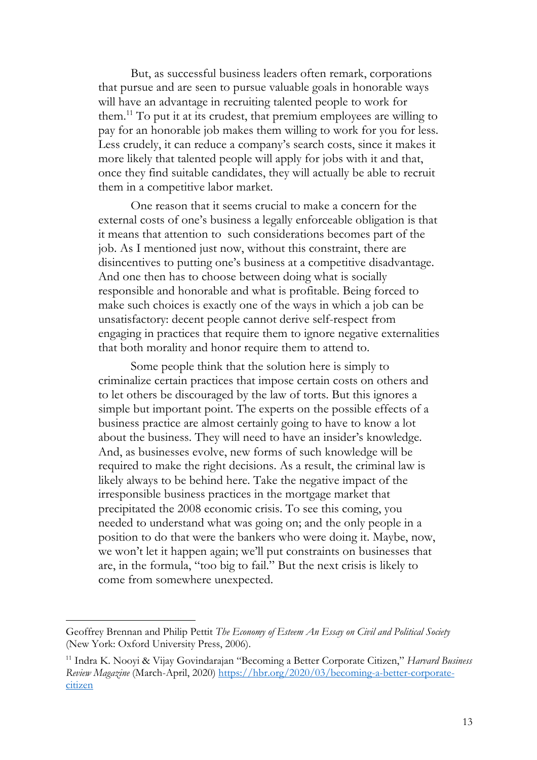But, as successful business leaders often remark, corporations that pursue and are seen to pursue valuable goals in honorable ways will have an advantage in recruiting talented people to work for them.[11] To put it at its crudest, that premium employees are willing to pay for an honorable job makes them willing to work for you for less. Less crudely, it can reduce a company's search costs, since it makes it more likely that talented people will apply for jobs with it and that, once they find suitable candidates, they will actually be able to recruit them in a competitive labor market.

One reason that it seems crucial to make a concern for the external costs of one's business a legally enforceable obligation is that it means that attention to such considerations becomes part of the job. As I mentioned just now, without this constraint, there are disincentives to putting one's business at a competitive disadvantage. And one then has to choose between doing what is socially responsible and honorable and what is profitable. Being forced to make such choices is exactly one of the ways in which a job can be unsatisfactory: decent people cannot derive self-respect from engaging in practices that require them to ignore negative externalities that both morality and honor require them to attend to.

Some people think that the solution here is simply to criminalize certain practices that impose certain costs on others and to let others be discouraged by the law of torts. But this ignores a simple but important point. The experts on the possible effects of a business practice are almost certainly going to have to know a lot about the business. They will need to have an insider's knowledge. And, as businesses evolve, new forms of such knowledge will be required to make the right decisions. As a result, the criminal law is likely always to be behind here. Take the negative impact of the irresponsible business practices in the mortgage market that precipitated the 2008 economic crisis. To see this coming, you needed to understand what was going on; and the only people in a position to do that were the bankers who were doing it. Maybe, now, we won't let it happen again; we'll put constraints on businesses that are, in the formula, "too big to fail." But the next crisis is likely to come from somewhere unexpected.

---

Geoffrey Brennan and Philip Pettit *The Economy of Esteem An Essay on Civil and Political Society* (New York: Oxford University Press, 2006).

[11] Indra K. Nooyi & Vijay Govindarajan "Becoming a Better Corporate Citizen," *Harvard Business Review Magazine* (March-April, 2020) https://hbr.org/2020/03/becoming-a-better-corporate-citizen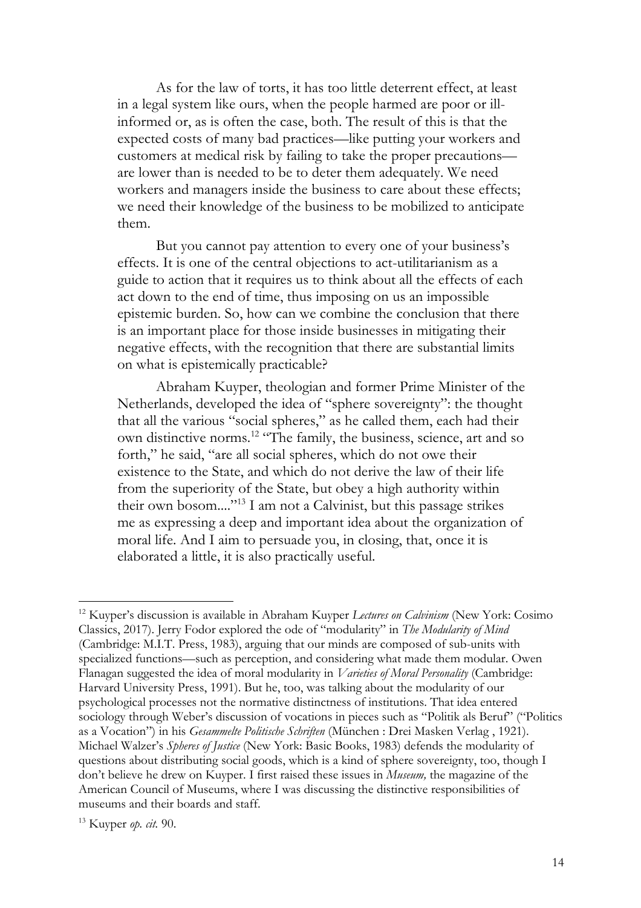As for the law of torts, it has too little deterrent effect, at least in a legal system like ours, when the people harmed are poor or ill-informed or, as is often the case, both. The result of this is that the expected costs of many bad practices—like putting your workers and customers at medical risk by failing to take the proper precautions—are lower than is needed to be to deter them adequately. We need workers and managers inside the business to care about these effects; we need their knowledge of the business to be mobilized to anticipate them.

But you cannot pay attention to every one of your business's effects. It is one of the central objections to act-utilitarianism as a guide to action that it requires us to think about all the effects of each act down to the end of time, thus imposing on us an impossible epistemic burden. So, how can we combine the conclusion that there is an important place for those inside businesses in mitigating their negative effects, with the recognition that there are substantial limits on what is epistemically practicable?

Abraham Kuyper, theologian and former Prime Minister of the Netherlands, developed the idea of "sphere sovereignty": the thought that all the various "social spheres," as he called them, each had their own distinctive norms.[12] "The family, the business, science, art and so forth," he said, "are all social spheres, which do not owe their existence to the State, and which do not derive the law of their life from the superiority of the State, but obey a high authority within their own bosom...."[13] I am not a Calvinist, but this passage strikes me as expressing a deep and important idea about the organization of moral life. And I aim to persuade you, in closing, that, once it is elaborated a little, it is also practically useful.

---

[12] Kuyper's discussion is available in Abraham Kuyper *Lectures on Calvinism* (New York: Cosimo Classics, 2017). Jerry Fodor explored the ode of "modularity" in *The Modularity of Mind* (Cambridge: M.I.T. Press, 1983), arguing that our minds are composed of sub-units with specialized functions—such as perception, and considering what made them modular. Owen Flanagan suggested the idea of moral modularity in *Varieties of Moral Personality* (Cambridge: Harvard University Press, 1991). But he, too, was talking about the modularity of our psychological processes not the normative distinctness of institutions. That idea entered sociology through Weber's discussion of vocations in pieces such as "Politik als Beruf" ("Politics as a Vocation") in his *Gesammelte Politische Schriften* (München : Drei Masken Verlag , 1921). Michael Walzer's *Spheres of Justice* (New York: Basic Books, 1983) defends the modularity of questions about distributing social goods, which is a kind of sphere sovereignty, too, though I don't believe he drew on Kuyper. I first raised these issues in *Museum,* the magazine of the American Council of Museums, where I was discussing the distinctive responsibilities of museums and their boards and staff.

[13] Kuyper *op. cit.* 90.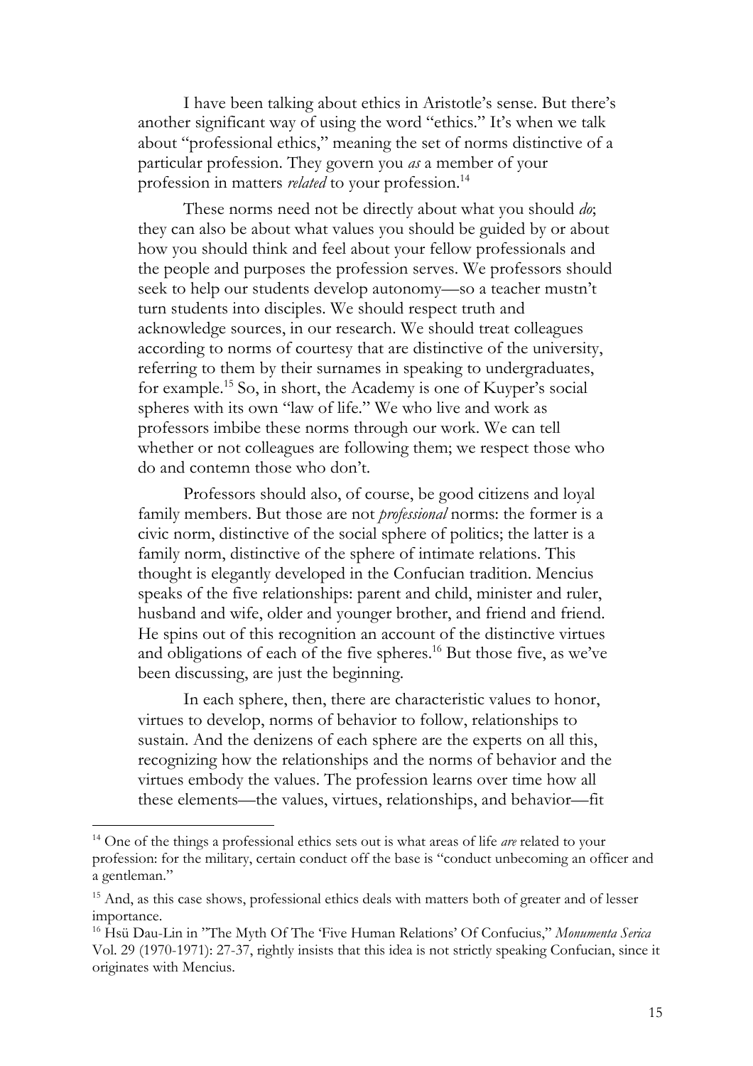I have been talking about ethics in Aristotle's sense. But there's another significant way of using the word "ethics." It's when we talk about "professional ethics," meaning the set of norms distinctive of a particular profession. They govern you *as* a member of your profession in matters *related* to your profession.[14]

These norms need not be directly about what you should *do*; they can also be about what values you should be guided by or about how you should think and feel about your fellow professionals and the people and purposes the profession serves. We professors should seek to help our students develop autonomy—so a teacher mustn't turn students into disciples. We should respect truth and acknowledge sources, in our research. We should treat colleagues according to norms of courtesy that are distinctive of the university, referring to them by their surnames in speaking to undergraduates, for example.[15] So, in short, the Academy is one of Kuyper's social spheres with its own "law of life." We who live and work as professors imbibe these norms through our work. We can tell whether or not colleagues are following them; we respect those who do and contemn those who don't.

Professors should also, of course, be good citizens and loyal family members. But those are not *professional* norms: the former is a civic norm, distinctive of the social sphere of politics; the latter is a family norm, distinctive of the sphere of intimate relations. This thought is elegantly developed in the Confucian tradition. Mencius speaks of the five relationships: parent and child, minister and ruler, husband and wife, older and younger brother, and friend and friend. He spins out of this recognition an account of the distinctive virtues and obligations of each of the five spheres.[16] But those five, as we've been discussing, are just the beginning.

In each sphere, then, there are characteristic values to honor, virtues to develop, norms of behavior to follow, relationships to sustain. And the denizens of each sphere are the experts on all this, recognizing how the relationships and the norms of behavior and the virtues embody the values. The profession learns over time how all these elements—the values, virtues, relationships, and behavior—fit

---

[14] One of the things a professional ethics sets out is what areas of life *are* related to your profession: for the military, certain conduct off the base is "conduct unbecoming an officer and a gentleman."

[15] And, as this case shows, professional ethics deals with matters both of greater and of lesser importance.

[16] Hsü Dau-Lin in "The Myth Of The 'Five Human Relations' Of Confucius," *Monumenta Serica* Vol. 29 (1970-1971): 27-37, rightly insists that this idea is not strictly speaking Confucian, since it originates with Mencius.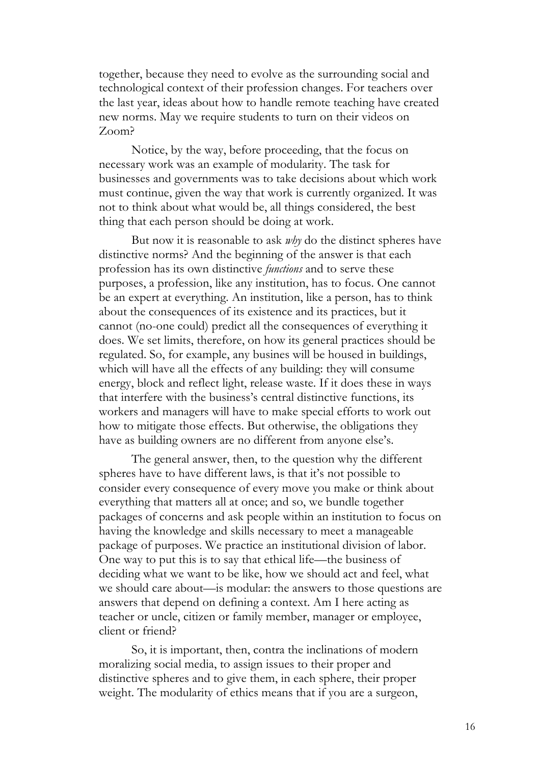together, because they need to evolve as the surrounding social and technological context of their profession changes. For teachers over the last year, ideas about how to handle remote teaching have created new norms. May we require students to turn on their videos on Zoom?

Notice, by the way, before proceeding, that the focus on necessary work was an example of modularity. The task for businesses and governments was to take decisions about which work must continue, given the way that work is currently organized. It was not to think about what would be, all things considered, the best thing that each person should be doing at work.

But now it is reasonable to ask *why* do the distinct spheres have distinctive norms? And the beginning of the answer is that each profession has its own distinctive *functions* and to serve these purposes, a profession, like any institution, has to focus. One cannot be an expert at everything. An institution, like a person, has to think about the consequences of its existence and its practices, but it cannot (no-one could) predict all the consequences of everything it does. We set limits, therefore, on how its general practices should be regulated. So, for example, any busines will be housed in buildings, which will have all the effects of any building: they will consume energy, block and reflect light, release waste. If it does these in ways that interfere with the business's central distinctive functions, its workers and managers will have to make special efforts to work out how to mitigate those effects. But otherwise, the obligations they have as building owners are no different from anyone else's.

The general answer, then, to the question why the different spheres have to have different laws, is that it's not possible to consider every consequence of every move you make or think about everything that matters all at once; and so, we bundle together packages of concerns and ask people within an institution to focus on having the knowledge and skills necessary to meet a manageable package of purposes. We practice an institutional division of labor. One way to put this is to say that ethical life—the business of deciding what we want to be like, how we should act and feel, what we should care about—is modular: the answers to those questions are answers that depend on defining a context. Am I here acting as teacher or uncle, citizen or family member, manager or employee, client or friend?

So, it is important, then, contra the inclinations of modern moralizing social media, to assign issues to their proper and distinctive spheres and to give them, in each sphere, their proper weight. The modularity of ethics means that if you are a surgeon,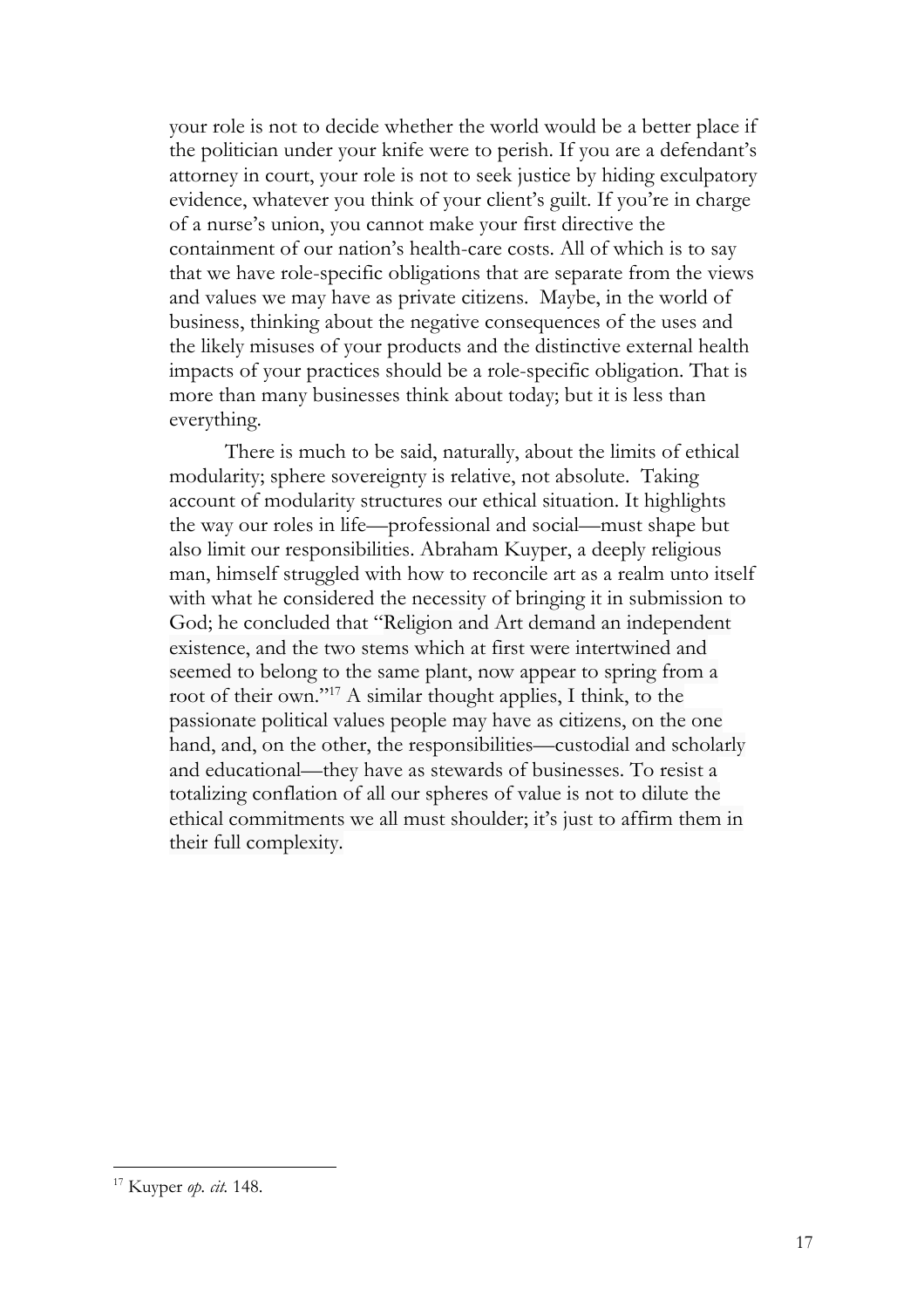your role is not to decide whether the world would be a better place if the politician under your knife were to perish. If you are a defendant's attorney in court, your role is not to seek justice by hiding exculpatory evidence, whatever you think of your client's guilt. If you're in charge of a nurse's union, you cannot make your first directive the containment of our nation's health-care costs. All of which is to say that we have role-specific obligations that are separate from the views and values we may have as private citizens. Maybe, in the world of business, thinking about the negative consequences of the uses and the likely misuses of your products and the distinctive external health impacts of your practices should be a role-specific obligation. That is more than many businesses think about today; but it is less than everything.

There is much to be said, naturally, about the limits of ethical modularity; sphere sovereignty is relative, not absolute. Taking account of modularity structures our ethical situation. It highlights the way our roles in life—professional and social—must shape but also limit our responsibilities. Abraham Kuyper, a deeply religious man, himself struggled with how to reconcile art as a realm unto itself with what he considered the necessity of bringing it in submission to God; he concluded that "Religion and Art demand an independent existence, and the two stems which at first were intertwined and seemed to belong to the same plant, now appear to spring from a root of their own."[17] A similar thought applies, I think, to the passionate political values people may have as citizens, on the one hand, and, on the other, the responsibilities—custodial and scholarly and educational—they have as stewards of businesses. To resist a totalizing conflation of all our spheres of value is not to dilute the ethical commitments we all must shoulder; it's just to affirm them in their full complexity.

[17] Kuyper *op. cit.* 148.